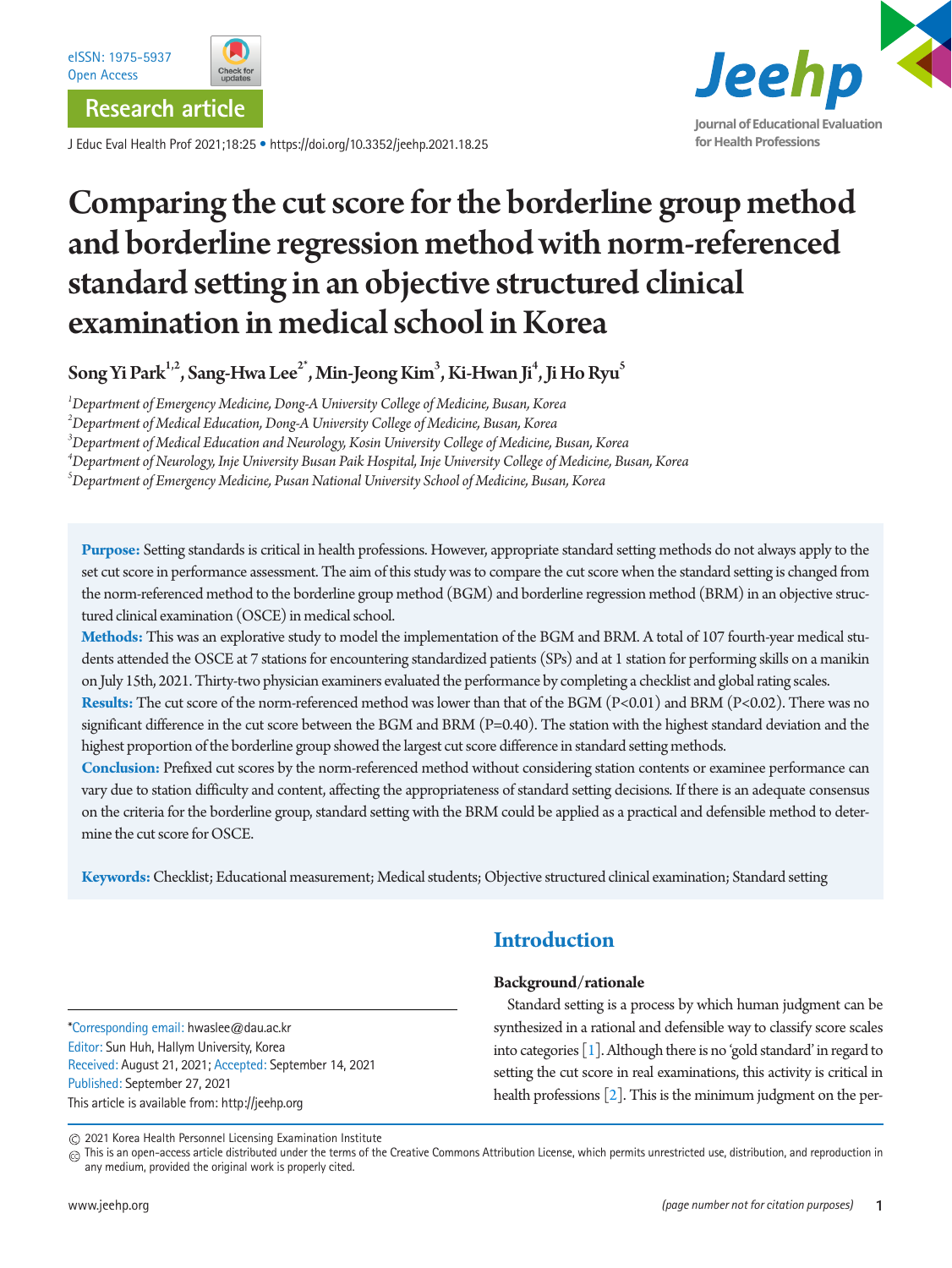eISSN: 1975-5937
Open Access

Research article

J Educ Eval Health Prof 2021;18:25 • https://doi.org/10.3352/jeehp.2021.18.25

# Comparing the cut score for the borderline group method and borderline regression method with norm-referenced standard setting in an objective structured clinical examination in medical school in Korea

Song Yi Park[1,2], Sang-Hwa Lee[2*], Min-Jeong Kim[3], Ki-Hwan Ji[4], Ji Ho Ryu[5]

[1]*Department of Emergency Medicine, Dong-A University College of Medicine, Busan, Korea*
[2]*Department of Medical Education, Dong-A University College of Medicine, Busan, Korea*
[3]*Department of Medical Education and Neurology, Kosin University College of Medicine, Busan, Korea*
[4]*Department of Neurology, Inje University Busan Paik Hospital, Inje University College of Medicine, Busan, Korea*
[5]*Department of Emergency Medicine, Pusan National University School of Medicine, Busan, Korea*

**Purpose:** Setting standards is critical in health professions. However, appropriate standard setting methods do not always apply to the set cut score in performance assessment. The aim of this study was to compare the cut score when the standard setting is changed from the norm-referenced method to the borderline group method (BGM) and borderline regression method (BRM) in an objective structured clinical examination (OSCE) in medical school.

**Methods:** This was an explorative study to model the implementation of the BGM and BRM. A total of 107 fourth-year medical students attended the OSCE at 7 stations for encountering standardized patients (SPs) and at 1 station for performing skills on a manikin on July 15th, 2021. Thirty-two physician examiners evaluated the performance by completing a checklist and global rating scales.

**Results:** The cut score of the norm-referenced method was lower than that of the BGM ($P<0.01$) and BRM ($P<0.02$). There was no significant difference in the cut score between the BGM and BRM ($P=0.40$). The station with the highest standard deviation and the highest proportion of the borderline group showed the largest cut score difference in standard setting methods.

**Conclusion:** Prefixed cut scores by the norm-referenced method without considering station contents or examinee performance can vary due to station difficulty and content, affecting the appropriateness of standard setting decisions. If there is an adequate consensus on the criteria for the borderline group, standard setting with the BRM could be applied as a practical and defensible method to determine the cut score for OSCE.

**Keywords:** Checklist; Educational measurement; Medical students; Objective structured clinical examination; Standard setting

*Corresponding email: hwaslee@dau.ac.kr
Editor: Sun Huh, Hallym University, Korea
Received: August 21, 2021; Accepted: September 14, 2021
Published: September 27, 2021
This article is available from: http://jeehp.org

## Introduction

### Background/rationale

Standard setting is a process by which human judgment can be synthesized in a rational and defensible way to classify score scales into categories [1]. Although there is no 'gold standard' in regard to setting the cut score in real examinations, this activity is critical in health professions [2]. This is the minimum judgment on the per-

© 2021 Korea Health Personnel Licensing Examination Institute
This is an open-access article distributed under the terms of the Creative Commons Attribution License, which permits unrestricted use, distribution, and reproduction in any medium, provided the original work is properly cited.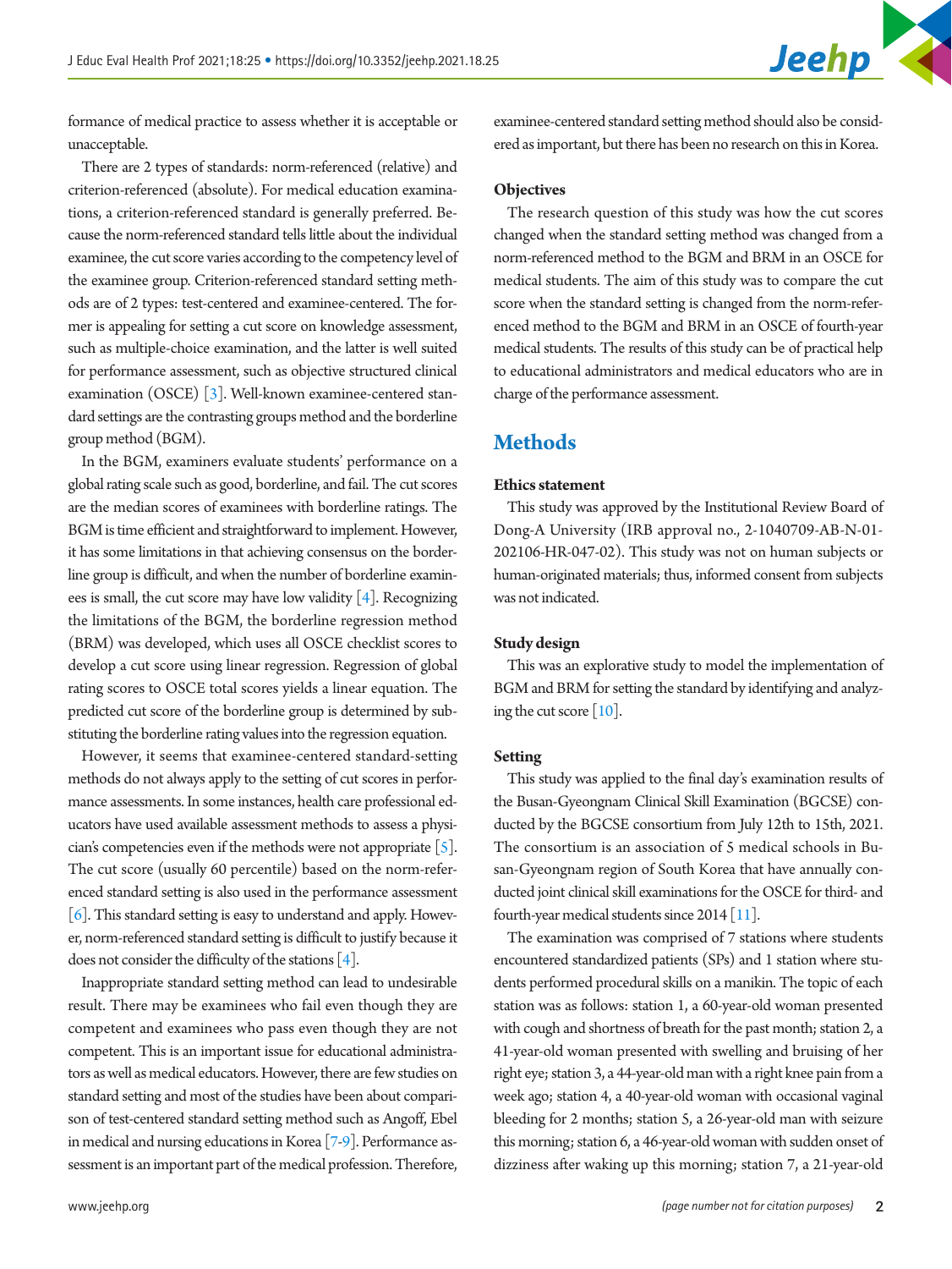formance of medical practice to assess whether it is acceptable or unacceptable.

There are 2 types of standards: norm-referenced (relative) and criterion-referenced (absolute). For medical education examinations, a criterion-referenced standard is generally preferred. Because the norm-referenced standard tells little about the individual examinee, the cut score varies according to the competency level of the examinee group. Criterion-referenced standard setting methods are of 2 types: test-centered and examinee-centered. The former is appealing for setting a cut score on knowledge assessment, such as multiple-choice examination, and the latter is well suited for performance assessment, such as objective structured clinical examination (OSCE) [3]. Well-known examinee-centered standard settings are the contrasting groups method and the borderline group method (BGM).

In the BGM, examiners evaluate students' performance on a global rating scale such as good, borderline, and fail. The cut scores are the median scores of examinees with borderline ratings. The BGM is time efficient and straightforward to implement. However, it has some limitations in that achieving consensus on the borderline group is difficult, and when the number of borderline examinees is small, the cut score may have low validity [4]. Recognizing the limitations of the BGM, the borderline regression method (BRM) was developed, which uses all OSCE checklist scores to develop a cut score using linear regression. Regression of global rating scores to OSCE total scores yields a linear equation. The predicted cut score of the borderline group is determined by substituting the borderline rating values into the regression equation.

However, it seems that examinee-centered standard-setting methods do not always apply to the setting of cut scores in performance assessments. In some instances, health care professional educators have used available assessment methods to assess a physician's competencies even if the methods were not appropriate [5]. The cut score (usually 60 percentile) based on the norm-referenced standard setting is also used in the performance assessment [6]. This standard setting is easy to understand and apply. However, norm-referenced standard setting is difficult to justify because it does not consider the difficulty of the stations [4].

Inappropriate standard setting method can lead to undesirable result. There may be examinees who fail even though they are competent and examinees who pass even though they are not competent. This is an important issue for educational administrators as well as medical educators. However, there are few studies on standard setting and most of the studies have been about comparison of test-centered standard setting method such as Angoff, Ebel in medical and nursing educations in Korea [7-9]. Performance assessment is an important part of the medical profession. Therefore, examinee-centered standard setting method should also be considered as important, but there has been no research on this in Korea.

### Objectives

The research question of this study was how the cut scores changed when the standard setting method was changed from a norm-referenced method to the BGM and BRM in an OSCE for medical students. The aim of this study was to compare the cut score when the standard setting is changed from the norm-referenced method to the BGM and BRM in an OSCE of fourth-year medical students. The results of this study can be of practical help to educational administrators and medical educators who are in charge of the performance assessment.

## Methods

### Ethics statement

This study was approved by the Institutional Review Board of Dong-A University (IRB approval no., 2-1040709-AB-N-01-202106-HR-047-02). This study was not on human subjects or human-originated materials; thus, informed consent from subjects was not indicated.

### Study design

This was an explorative study to model the implementation of BGM and BRM for setting the standard by identifying and analyzing the cut score [10].

### Setting

This study was applied to the final day's examination results of the Busan-Gyeongnam Clinical Skill Examination (BGCSE) conducted by the BGCSE consortium from July 12th to 15th, 2021. The consortium is an association of 5 medical schools in Busan-Gyeongnam region of South Korea that have annually conducted joint clinical skill examinations for the OSCE for third- and fourth-year medical students since 2014 [11].

The examination was comprised of 7 stations where students encountered standardized patients (SPs) and 1 station where students performed procedural skills on a manikin. The topic of each station was as follows: station 1, a 60-year-old woman presented with cough and shortness of breath for the past month; station 2, a 41-year-old woman presented with swelling and bruising of her right eye; station 3, a 44-year-old man with a right knee pain from a week ago; station 4, a 40-year-old woman with occasional vaginal bleeding for 2 months; station 5, a 26-year-old man with seizure this morning; station 6, a 46-year-old woman with sudden onset of dizziness after waking up this morning; station 7, a 21-year-old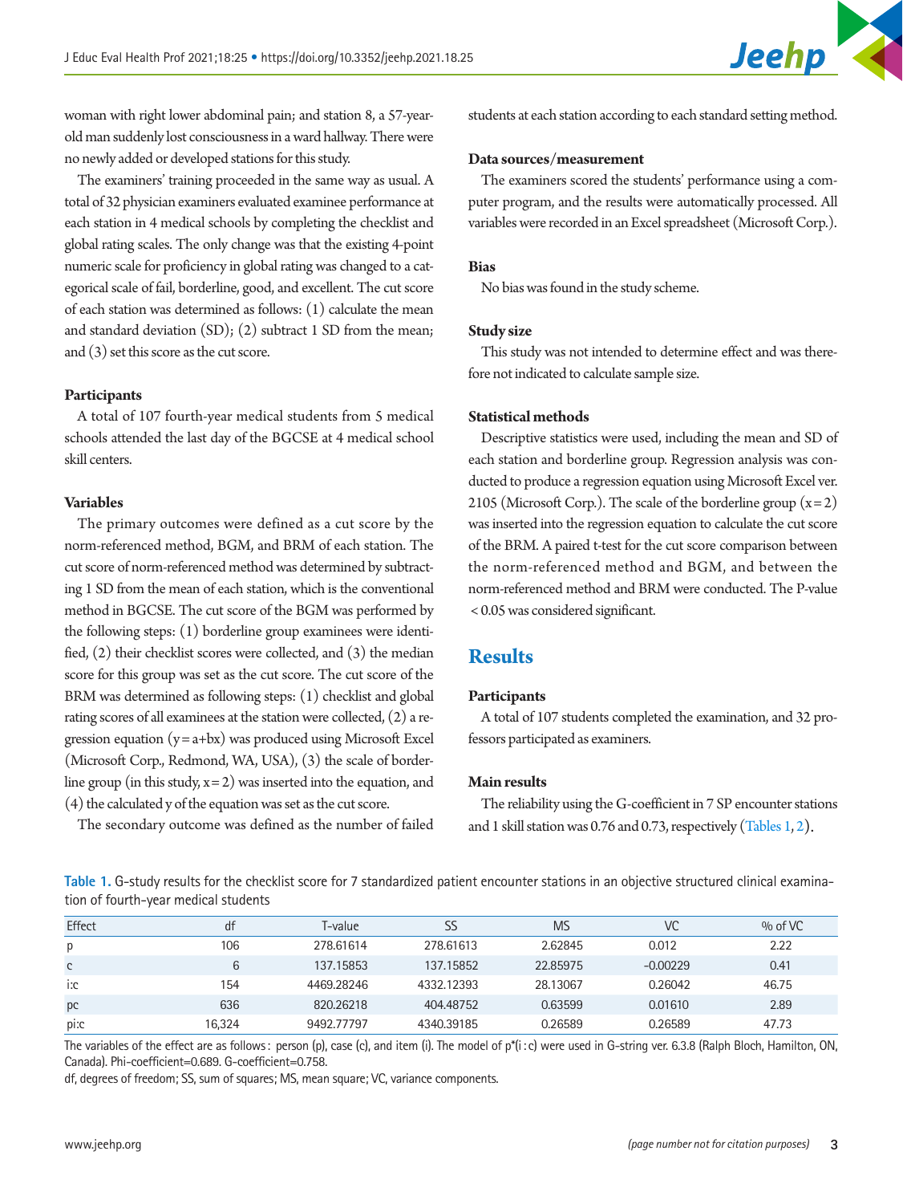woman with right lower abdominal pain; and station 8, a 57-year-old man suddenly lost consciousness in a ward hallway. There were no newly added or developed stations for this study.

The examiners' training proceeded in the same way as usual. A total of 32 physician examiners evaluated examinee performance at each station in 4 medical schools by completing the checklist and global rating scales. The only change was that the existing 4-point numeric scale for proficiency in global rating was changed to a categorical scale of fail, borderline, good, and excellent. The cut score of each station was determined as follows: (1) calculate the mean and standard deviation (SD); (2) subtract 1 SD from the mean; and (3) set this score as the cut score.

### Participants

A total of 107 fourth-year medical students from 5 medical schools attended the last day of the BGCSE at 4 medical school skill centers.

### Variables

The primary outcomes were defined as a cut score by the norm-referenced method, BGM, and BRM of each station. The cut score of norm-referenced method was determined by subtracting 1 SD from the mean of each station, which is the conventional method in BGCSE. The cut score of the BGM was performed by the following steps: (1) borderline group examinees were identified, (2) their checklist scores were collected, and (3) the median score for this group was set as the cut score. The cut score of the BRM was determined as following steps: (1) checklist and global rating scores of all examinees at the station were collected, (2) a regression equation ($y = a + bx$) was produced using Microsoft Excel (Microsoft Corp., Redmond, WA, USA), (3) the scale of borderline group (in this study, $x = 2$) was inserted into the equation, and (4) the calculated y of the equation was set as the cut score.

The secondary outcome was defined as the number of failed students at each station according to each standard setting method.

### Data sources/measurement

The examiners scored the students' performance using a computer program, and the results were automatically processed. All variables were recorded in an Excel spreadsheet (Microsoft Corp.).

### Bias

No bias was found in the study scheme.

### Study size

This study was not intended to determine effect and was therefore not indicated to calculate sample size.

### Statistical methods

Descriptive statistics were used, including the mean and SD of each station and borderline group. Regression analysis was conducted to produce a regression equation using Microsoft Excel ver. 2105 (Microsoft Corp.). The scale of the borderline group ($x = 2$) was inserted into the regression equation to calculate the cut score of the BRM. A paired t-test for the cut score comparison between the norm-referenced method and BGM, and between the norm-referenced method and BRM were conducted. The P-value $< 0.05$ was considered significant.

## Results

### Participants

A total of 107 students completed the examination, and 32 professors participated as examiners.

### Main results

The reliability using the G-coefficient in 7 SP encounter stations and 1 skill station was 0.76 and 0.73, respectively (Tables 1, 2).

**Table 1.** G-study results for the checklist score for 7 standardized patient encounter stations in an objective structured clinical examination of fourth-year medical students

| Effect | df | T-value | SS | MS | VC | % of VC |
|---|---|---|---|---|---|---|
| p | 106 | 278.61614 | 278.61613 | 2.62845 | 0.012 | 2.22 |
| c | 6 | 137.15853 | 137.15852 | 22.85975 | -0.00229 | 0.41 |
| i:c | 154 | 4469.28246 | 4332.12393 | 28.13067 | 0.26042 | 46.75 |
| pc | 636 | 820.26218 | 404.48752 | 0.63599 | 0.01610 | 2.89 |
| pi:c | 16,324 | 9492.77797 | 4340.39185 | 0.26589 | 0.26589 | 47.73 |

The variables of the effect are as follows: person (p), case (c), and item (i). The model of p*(i : c) were used in G-string ver. 6.3.8 (Ralph Bloch, Hamilton, ON, Canada). Phi-coefficient=0.689. G-coefficient=0.758.

df, degrees of freedom; SS, sum of squares; MS, mean square; VC, variance components.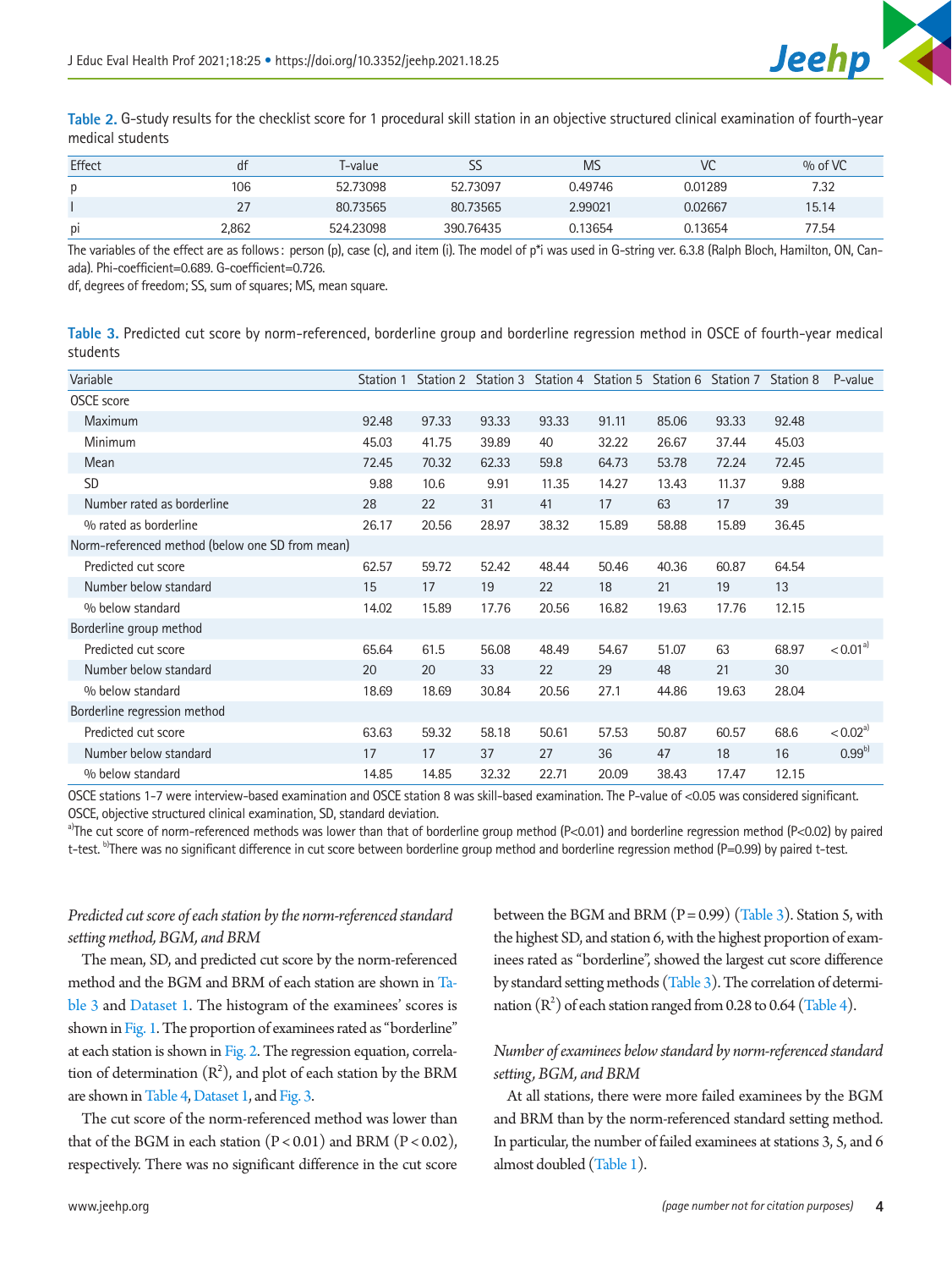**Table 2.** G-study results for the checklist score for 1 procedural skill station in an objective structured clinical examination of fourth-year medical students

| Effect | df | T-value | SS | MS | VC | % of VC |
|---|---|---|---|---|---|---|
| p | 106 | 52.73098 | 52.73097 | 0.49746 | 0.01289 | 7.32 |
| I | 27 | 80.73565 | 80.73565 | 2.99021 | 0.02667 | 15.14 |
| pi | 2,862 | 524.23098 | 390.76435 | 0.13654 | 0.13654 | 77.54 |

The variables of the effect are as follows: person (p), case (c), and item (i). The model of p*i was used in G-string ver. 6.3.8 (Ralph Bloch, Hamilton, ON, Canada). Phi-coefficient=0.689. G-coefficient=0.726.
df, degrees of freedom; SS, sum of squares; MS, mean square.

**Table 3.** Predicted cut score by norm-referenced, borderline group and borderline regression method in OSCE of fourth-year medical students

| Variable | Station 1 | Station 2 | Station 3 | Station 4 | Station 5 | Station 6 | Station 7 | Station 8 | P-value |
|---|---|---|---|---|---|---|---|---|---|
| OSCE score | | | | | | | | | |
| Maximum | 92.48 | 97.33 | 93.33 | 93.33 | 91.11 | 85.06 | 93.33 | 92.48 | |
| Minimum | 45.03 | 41.75 | 39.89 | 40 | 32.22 | 26.67 | 37.44 | 45.03 | |
| Mean | 72.45 | 70.32 | 62.33 | 59.8 | 64.73 | 53.78 | 72.24 | 72.45 | |
| SD | 9.88 | 10.6 | 9.91 | 11.35 | 14.27 | 13.43 | 11.37 | 9.88 | |
| Number rated as borderline | 28 | 22 | 31 | 41 | 17 | 63 | 17 | 39 | |
| % rated as borderline | 26.17 | 20.56 | 28.97 | 38.32 | 15.89 | 58.88 | 15.89 | 36.45 | |
| Norm-referenced method (below one SD from mean) | | | | | | | | | |
| Predicted cut score | 62.57 | 59.72 | 52.42 | 48.44 | 50.46 | 40.36 | 60.87 | 64.54 | |
| Number below standard | 15 | 17 | 19 | 22 | 18 | 21 | 19 | 13 | |
| % below standard | 14.02 | 15.89 | 17.76 | 20.56 | 16.82 | 19.63 | 17.76 | 12.15 | |
| Borderline group method | | | | | | | | | |
| Predicted cut score | 65.64 | 61.5 | 56.08 | 48.49 | 54.67 | 51.07 | 63 | 68.97 | <0.01[a] |
| Number below standard | 20 | 20 | 33 | 22 | 29 | 48 | 21 | 30 | |
| % below standard | 18.69 | 18.69 | 30.84 | 20.56 | 27.1 | 44.86 | 19.63 | 28.04 | |
| Borderline regression method | | | | | | | | | |
| Predicted cut score | 63.63 | 59.32 | 58.18 | 50.61 | 57.53 | 50.87 | 60.57 | 68.6 | <0.02[a] |
| Number below standard | 17 | 17 | 37 | 27 | 36 | 47 | 18 | 16 | 0.99[b] |
| % below standard | 14.85 | 14.85 | 32.32 | 22.71 | 20.09 | 38.43 | 17.47 | 12.15 | |

OSCE stations 1-7 were interview-based examination and OSCE station 8 was skill-based examination. The P-value of <0.05 was considered significant.
OSCE, objective structured clinical examination, SD, standard deviation.
[a]The cut score of norm-referenced methods was lower than that of borderline group method (P<0.01) and borderline regression method (P<0.02) by paired t-test. [b]There was no significant difference in cut score between borderline group method and borderline regression method (P=0.99) by paired t-test.

*Predicted cut score of each station by the norm-referenced standard setting method, BGM, and BRM*

The mean, SD, and predicted cut score by the norm-referenced method and the BGM and BRM of each station are shown in Table 3 and Dataset 1. The histogram of the examinees' scores is shown in Fig. 1. The proportion of examinees rated as "borderline" at each station is shown in Fig. 2. The regression equation, correlation of determination ($R^2$), and plot of each station by the BRM are shown in Table 4, Dataset 1, and Fig. 3.

The cut score of the norm-referenced method was lower than that of the BGM in each station ($P<0.01$) and BRM ($P<0.02$), respectively. There was no significant difference in the cut score between the BGM and BRM ($P=0.99$) (Table 3). Station 5, with the highest SD, and station 6, with the highest proportion of examinees rated as "borderline", showed the largest cut score difference by standard setting methods (Table 3). The correlation of determination ($R^2$) of each station ranged from 0.28 to 0.64 (Table 4).

*Number of examinees below standard by norm-referenced standard setting, BGM, and BRM*

At all stations, there were more failed examinees by the BGM and BRM than by the norm-referenced standard setting method. In particular, the number of failed examinees at stations 3, 5, and 6 almost doubled (Table 1).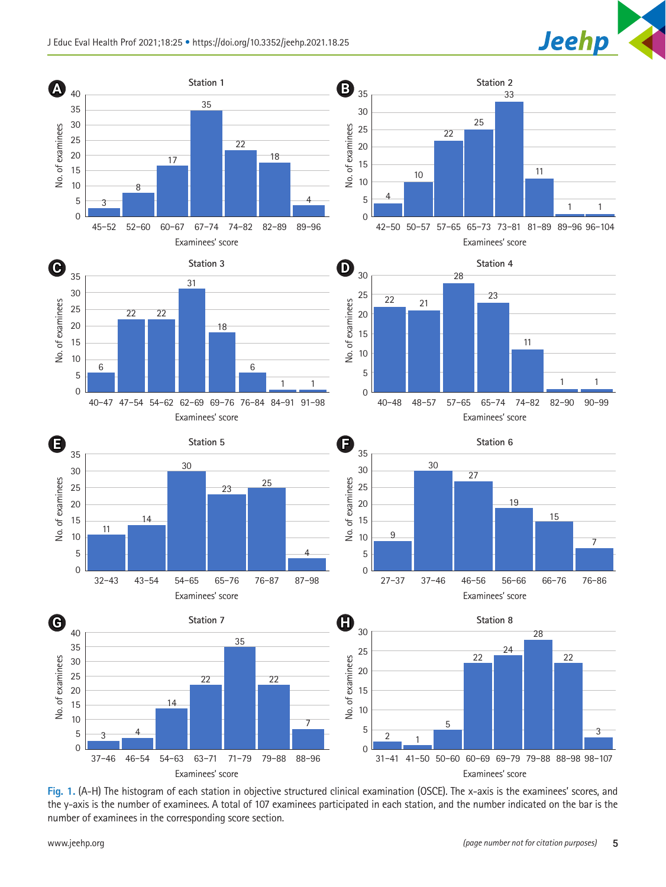Fig. 1. (A-H) The histogram of each station in objective structured clinical examination (OSCE). The x-axis is the examinees' scores, and the y-axis is the number of examinees. A total of 107 examinees participated in each station, and the number indicated on the bar is the number of examinees in the corresponding score section.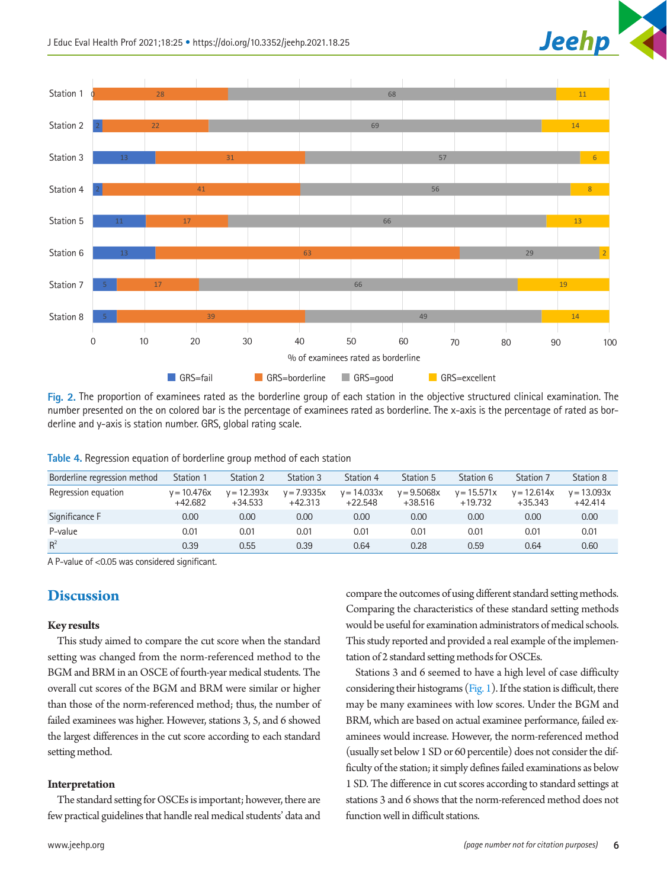Fig. 2. The proportion of examinees rated as the borderline group of each station in the objective structured clinical examination. The number presented on the on colored bar is the percentage of examinees rated as borderline. The x-axis is the percentage of rated as borderline and y-axis is station number. GRS, global rating scale.

Table 4. Regression equation of borderline group method of each station

| Borderline regression method | Station 1 | Station 2 | Station 3 | Station 4 | Station 5 | Station 6 | Station 7 | Station 8 |
|---|---|---|---|---|---|---|---|---|
| Regression equation | y = 10.476x +42.682 | y = 12.393x +34.533 | y = 7.9335x +42.313 | y = 14.033x +22.548 | y = 9.5068x +38.516 | y = 15.571x +19.732 | y = 12.614x +35.343 | y = 13.093x +42.414 |
| Significance F | 0.00 | 0.00 | 0.00 | 0.00 | 0.00 | 0.00 | 0.00 | 0.00 |
| P-value | 0.01 | 0.01 | 0.01 | 0.01 | 0.01 | 0.01 | 0.01 | 0.01 |
| $R^2$ | 0.39 | 0.55 | 0.39 | 0.64 | 0.28 | 0.59 | 0.64 | 0.60 |

A P-value of <0.05 was considered significant.

## Discussion

### Key results

This study aimed to compare the cut score when the standard setting was changed from the norm-referenced method to the BGM and BRM in an OSCE of fourth-year medical students. The overall cut scores of the BGM and BRM were similar or higher than those of the norm-referenced method; thus, the number of failed examinees was higher. However, stations 3, 5, and 6 showed the largest differences in the cut score according to each standard setting method.

### Interpretation

The standard setting for OSCEs is important; however, there are few practical guidelines that handle real medical students' data and compare the outcomes of using different standard setting methods. Comparing the characteristics of these standard setting methods would be useful for examination administrators of medical schools. This study reported and provided a real example of the implementation of 2 standard setting methods for OSCEs.

Stations 3 and 6 seemed to have a high level of case difficulty considering their histograms (Fig. 1). If the station is difficult, there may be many examinees with low scores. Under the BGM and BRM, which are based on actual examinee performance, failed examinees would increase. However, the norm-referenced method (usually set below 1 SD or 60 percentile) does not consider the difficulty of the station; it simply defines failed examinations as below 1 SD. The difference in cut scores according to standard settings at stations 3 and 6 shows that the norm-referenced method does not function well in difficult stations.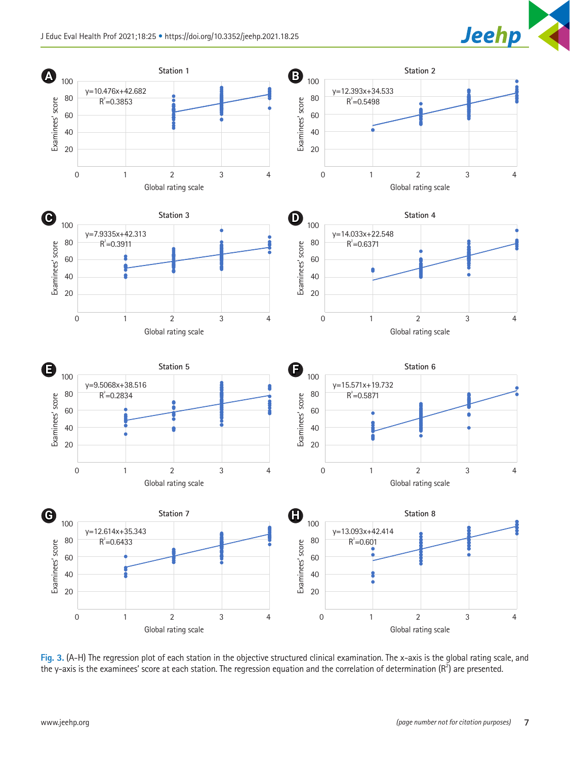Fig. 3. (A-H) The regression plot of each station in the objective structured clinical examination. The x-axis is the global rating scale, and the y-axis is the examinees' score at each station. The regression equation and the correlation of determination ($R^2$) are presented.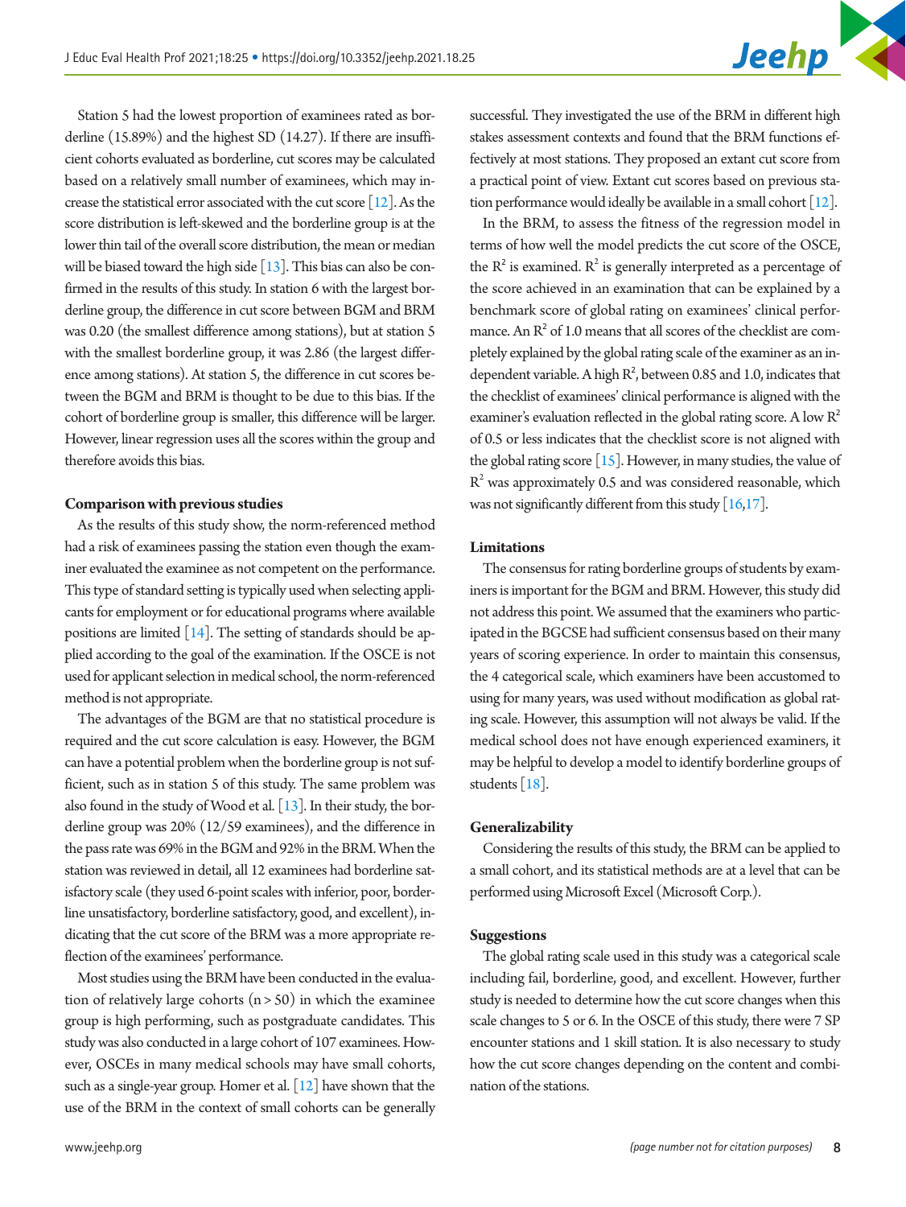Station 5 had the lowest proportion of examinees rated as borderline (15.89%) and the highest SD (14.27). If there are insufficient cohorts evaluated as borderline, cut scores may be calculated based on a relatively small number of examinees, which may increase the statistical error associated with the cut score [12]. As the score distribution is left-skewed and the borderline group is at the lower thin tail of the overall score distribution, the mean or median will be biased toward the high side [13]. This bias can also be confirmed in the results of this study. In station 6 with the largest borderline group, the difference in cut score between BGM and BRM was 0.20 (the smallest difference among stations), but at station 5 with the smallest borderline group, it was 2.86 (the largest difference among stations). At station 5, the difference in cut scores between the BGM and BRM is thought to be due to this bias. If the cohort of borderline group is smaller, this difference will be larger. However, linear regression uses all the scores within the group and therefore avoids this bias.

**Comparison with previous studies**

As the results of this study show, the norm-referenced method had a risk of examinees passing the station even though the examiner evaluated the examinee as not competent on the performance. This type of standard setting is typically used when selecting applicants for employment or for educational programs where available positions are limited [14]. The setting of standards should be applied according to the goal of the examination. If the OSCE is not used for applicant selection in medical school, the norm-referenced method is not appropriate.

The advantages of the BGM are that no statistical procedure is required and the cut score calculation is easy. However, the BGM can have a potential problem when the borderline group is not sufficient, such as in station 5 of this study. The same problem was also found in the study of Wood et al. [13]. In their study, the borderline group was 20% (12/59 examinees), and the difference in the pass rate was 69% in the BGM and 92% in the BRM. When the station was reviewed in detail, all 12 examinees had borderline satisfactory scale (they used 6-point scales with inferior, poor, borderline unsatisfactory, borderline satisfactory, good, and excellent), indicating that the cut score of the BRM was a more appropriate reflection of the examinees' performance.

Most studies using the BRM have been conducted in the evaluation of relatively large cohorts ($n > 50$) in which the examinee group is high performing, such as postgraduate candidates. This study was also conducted in a large cohort of 107 examinees. However, OSCEs in many medical schools may have small cohorts, such as a single-year group. Homer et al. [12] have shown that the use of the BRM in the context of small cohorts can be generally successful. They investigated the use of the BRM in different high stakes assessment contexts and found that the BRM functions effectively at most stations. They proposed an extant cut score from a practical point of view. Extant cut scores based on previous station performance would ideally be available in a small cohort [12].

In the BRM, to assess the fitness of the regression model in terms of how well the model predicts the cut score of the OSCE, the $R^2$ is examined. $R^2$ is generally interpreted as a percentage of the score achieved in an examination that can be explained by a benchmark score of global rating on examinees' clinical performance. An $R^2$ of 1.0 means that all scores of the checklist are completely explained by the global rating scale of the examiner as an independent variable. A high $R^2$, between 0.85 and 1.0, indicates that the checklist of examinees' clinical performance is aligned with the examiner's evaluation reflected in the global rating score. A low $R^2$ of 0.5 or less indicates that the checklist score is not aligned with the global rating score [15]. However, in many studies, the value of $R^2$ was approximately 0.5 and was considered reasonable, which was not significantly different from this study [16,17].

**Limitations**

The consensus for rating borderline groups of students by examiners is important for the BGM and BRM. However, this study did not address this point. We assumed that the examiners who participated in the BGCSE had sufficient consensus based on their many years of scoring experience. In order to maintain this consensus, the 4 categorical scale, which examiners have been accustomed to using for many years, was used without modification as global rating scale. However, this assumption will not always be valid. If the medical school does not have enough experienced examiners, it may be helpful to develop a model to identify borderline groups of students [18].

**Generalizability**

Considering the results of this study, the BRM can be applied to a small cohort, and its statistical methods are at a level that can be performed using Microsoft Excel (Microsoft Corp.).

**Suggestions**

The global rating scale used in this study was a categorical scale including fail, borderline, good, and excellent. However, further study is needed to determine how the cut score changes when this scale changes to 5 or 6. In the OSCE of this study, there were 7 SP encounter stations and 1 skill station. It is also necessary to study how the cut score changes depending on the content and combination of the stations.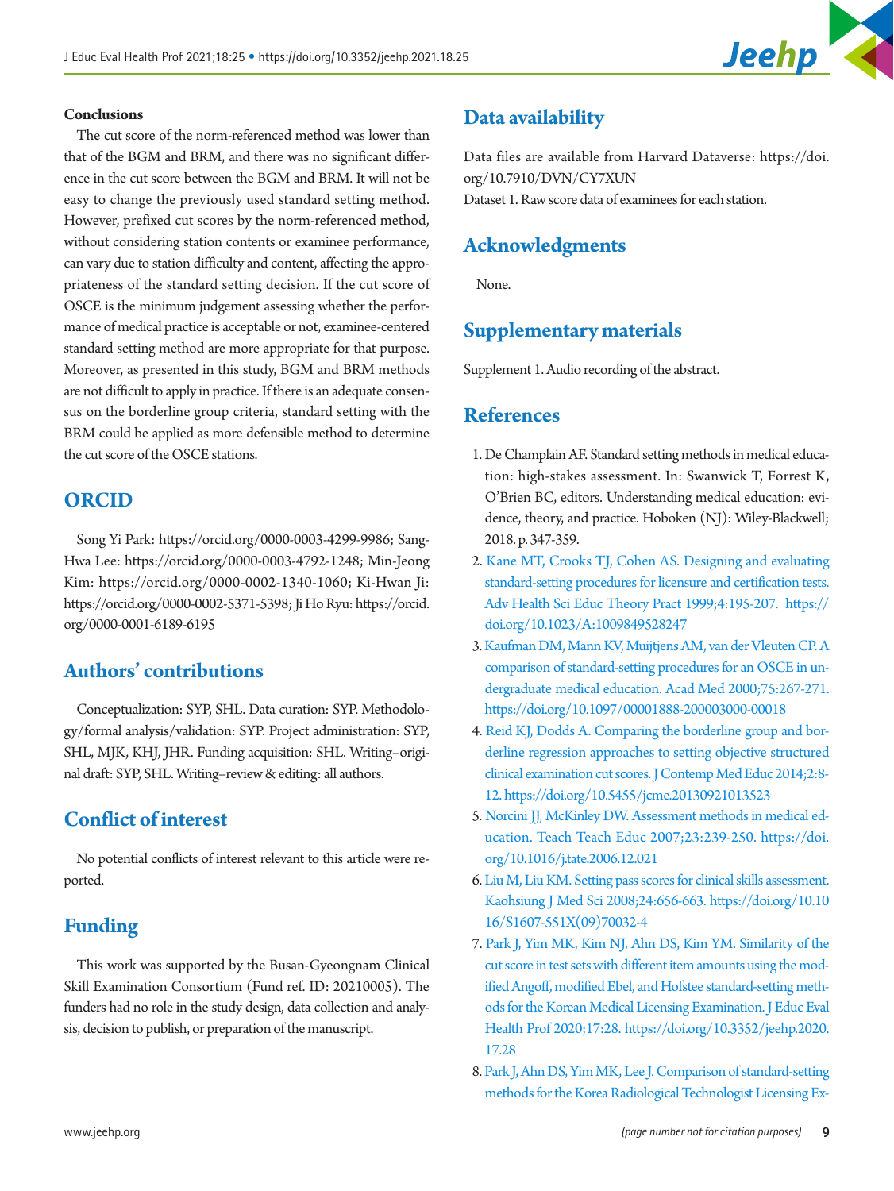### Conclusions

The cut score of the norm-referenced method was lower than that of the BGM and BRM, and there was no significant difference in the cut score between the BGM and BRM. It will not be easy to change the previously used standard setting method. However, prefixed cut scores by the norm-referenced method, without considering station contents or examinee performance, can vary due to station difficulty and content, affecting the appropriateness of the standard setting decision. If the cut score of OSCE is the minimum judgement assessing whether the performance of medical practice is acceptable or not, examinee-centered standard setting method are more appropriate for that purpose. Moreover, as presented in this study, BGM and BRM methods are not difficult to apply in practice. If there is an adequate consensus on the borderline group criteria, standard setting with the BRM could be applied as more defensible method to determine the cut score of the OSCE stations.

## ORCID

Song Yi Park: https://orcid.org/0000-0003-4299-9986; Sang-Hwa Lee: https://orcid.org/0000-0003-4792-1248; Min-Jeong Kim: https://orcid.org/0000-0002-1340-1060; Ki-Hwan Ji: https://orcid.org/0000-0002-5371-5398; Ji Ho Ryu: https://orcid.org/0000-0001-6189-6195

## Authors' contributions

Conceptualization: SYP, SHL. Data curation: SYP. Methodology/formal analysis/validation: SYP. Project administration: SYP, SHL, MJK, KHJ, JHR. Funding acquisition: SHL. Writing–original draft: SYP, SHL. Writing–review & editing: all authors.

## Conflict of interest

No potential conflicts of interest relevant to this article were reported.

## Funding

This work was supported by the Busan-Gyeongnam Clinical Skill Examination Consortium (Fund ref. ID: 20210005). The funders had no role in the study design, data collection and analysis, decision to publish, or preparation of the manuscript.

## Data availability

Data files are available from Harvard Dataverse: https://doi.org/10.7910/DVN/CY7XUN

Dataset 1. Raw score data of examinees for each station.

## Acknowledgments

None.

## Supplementary materials

Supplement 1. Audio recording of the abstract.

## References

1. De Champlain AF. Standard setting methods in medical education: high-stakes assessment. In: Swanwick T, Forrest K, O'Brien BC, editors. Understanding medical education: evidence, theory, and practice. Hoboken (NJ): Wiley-Blackwell; 2018. p. 347-359.
2. Kane MT, Crooks TJ, Cohen AS. Designing and evaluating standard-setting procedures for licensure and certification tests. Adv Health Sci Educ Theory Pract 1999;4:195-207. https://doi.org/10.1023/A:1009849528247
3. Kaufman DM, Mann KV, Muijtjens AM, van der Vleuten CP. A comparison of standard-setting procedures for an OSCE in undergraduate medical education. Acad Med 2000;75:267-271. https://doi.org/10.1097/00001888-200003000-00018
4. Reid KJ, Dodds A. Comparing the borderline group and borderline regression approaches to setting objective structured clinical examination cut scores. J Contemp Med Educ 2014;2:8-12. https://doi.org/10.5455/jcme.20130921013523
5. Norcini JJ, McKinley DW. Assessment methods in medical education. Teach Teach Educ 2007;23:239-250. https://doi.org/10.1016/j.tate.2006.12.021
6. Liu M, Liu KM. Setting pass scores for clinical skills assessment. Kaohsiung J Med Sci 2008;24:656-663. https://doi.org/10.1016/S1607-551X(09)70032-4
7. Park J, Yim MK, Kim NJ, Ahn DS, Kim YM. Similarity of the cut score in test sets with different item amounts using the modified Angoff, modified Ebel, and Hofstee standard-setting methods for the Korean Medical Licensing Examination. J Educ Eval Health Prof 2020;17:28. https://doi.org/10.3352/jeehp.2020.17.28
8. Park J, Ahn DS, Yim MK, Lee J. Comparison of standard-setting methods for the Korea Radiological Technologist Licensing Ex-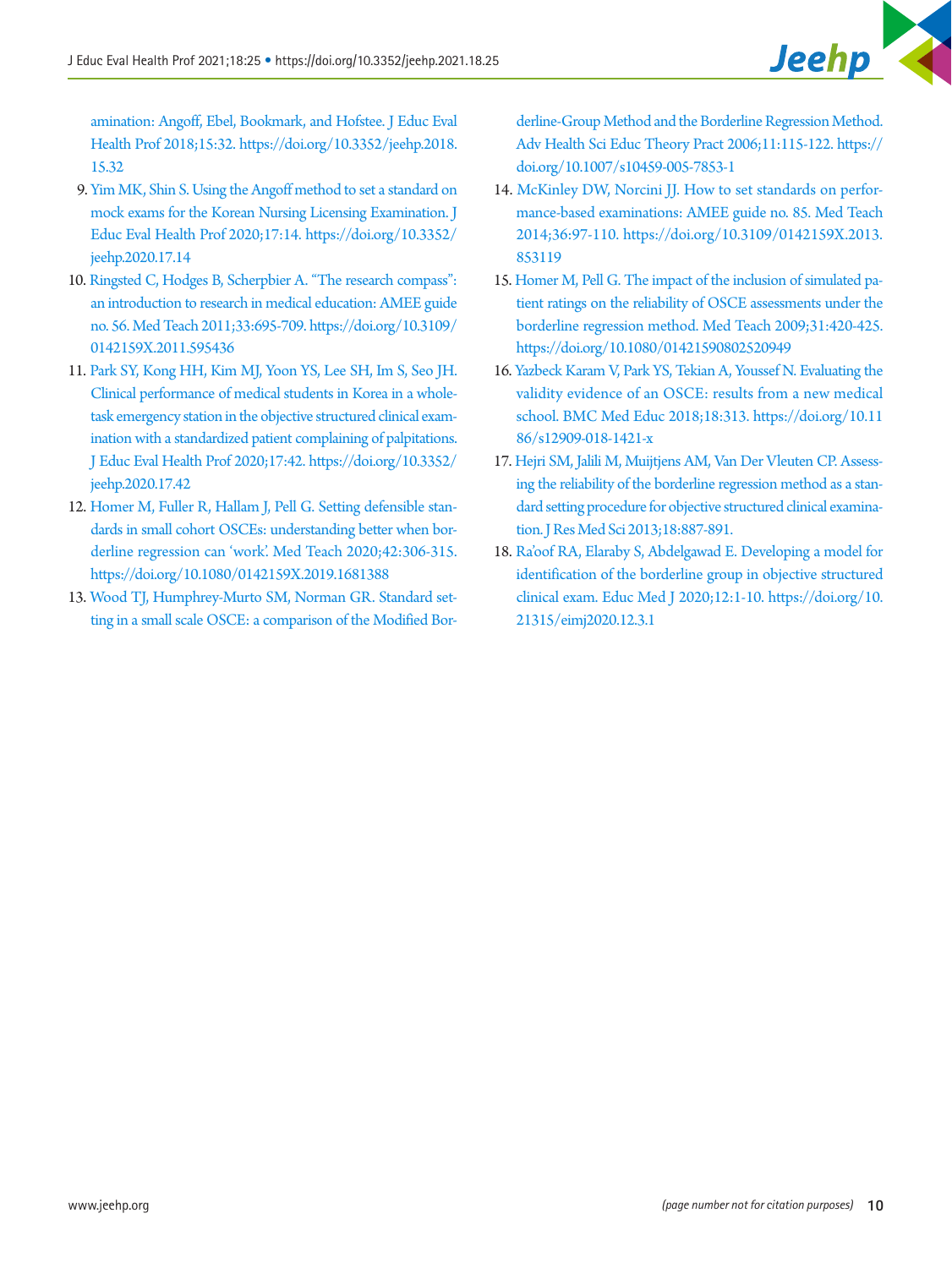amination: Angoff, Ebel, Bookmark, and Hofstee. J Educ Eval Health Prof 2018;15:32. https://doi.org/10.3352/jeehp.2018.15.32

9. Yim MK, Shin S. Using the Angoff method to set a standard on mock exams for the Korean Nursing Licensing Examination. J Educ Eval Health Prof 2020;17:14. https://doi.org/10.3352/jeehp.2020.17.14
10. Ringsted C, Hodges B, Scherpbier A. "The research compass": an introduction to research in medical education: AMEE guide no. 56. Med Teach 2011;33:695-709. https://doi.org/10.3109/0142159X.2011.595436
11. Park SY, Kong HH, Kim MJ, Yoon YS, Lee SH, Im S, Seo JH. Clinical performance of medical students in Korea in a whole-task emergency station in the objective structured clinical examination with a standardized patient complaining of palpitations. J Educ Eval Health Prof 2020;17:42. https://doi.org/10.3352/jeehp.2020.17.42
12. Homer M, Fuller R, Hallam J, Pell G. Setting defensible standards in small cohort OSCEs: understanding better when borderline regression can 'work'. Med Teach 2020;42:306-315. https://doi.org/10.1080/0142159X.2019.1681388
13. Wood TJ, Humphrey-Murto SM, Norman GR. Standard setting in a small scale OSCE: a comparison of the Modified Borderline-Group Method and the Borderline Regression Method. Adv Health Sci Educ Theory Pract 2006;11:115-122. https://doi.org/10.1007/s10459-005-7853-1
14. McKinley DW, Norcini JJ. How to set standards on performance-based examinations: AMEE guide no. 85. Med Teach 2014;36:97-110. https://doi.org/10.3109/0142159X.2013.853119
15. Homer M, Pell G. The impact of the inclusion of simulated patient ratings on the reliability of OSCE assessments under the borderline regression method. Med Teach 2009;31:420-425. https://doi.org/10.1080/01421590802520949
16. Yazbeck Karam V, Park YS, Tekian A, Youssef N. Evaluating the validity evidence of an OSCE: results from a new medical school. BMC Med Educ 2018;18:313. https://doi.org/10.1186/s12909-018-1421-x
17. Hejri SM, Jalili M, Muijtjens AM, Van Der Vleuten CP. Assessing the reliability of the borderline regression method as a standard setting procedure for objective structured clinical examination. J Res Med Sci 2013;18:887-891.
18. Ra'oof RA, Elaraby S, Abdelgawad E. Developing a model for identification of the borderline group in objective structured clinical exam. Educ Med J 2020;12:1-10. https://doi.org/10.21315/eimj2020.12.3.1